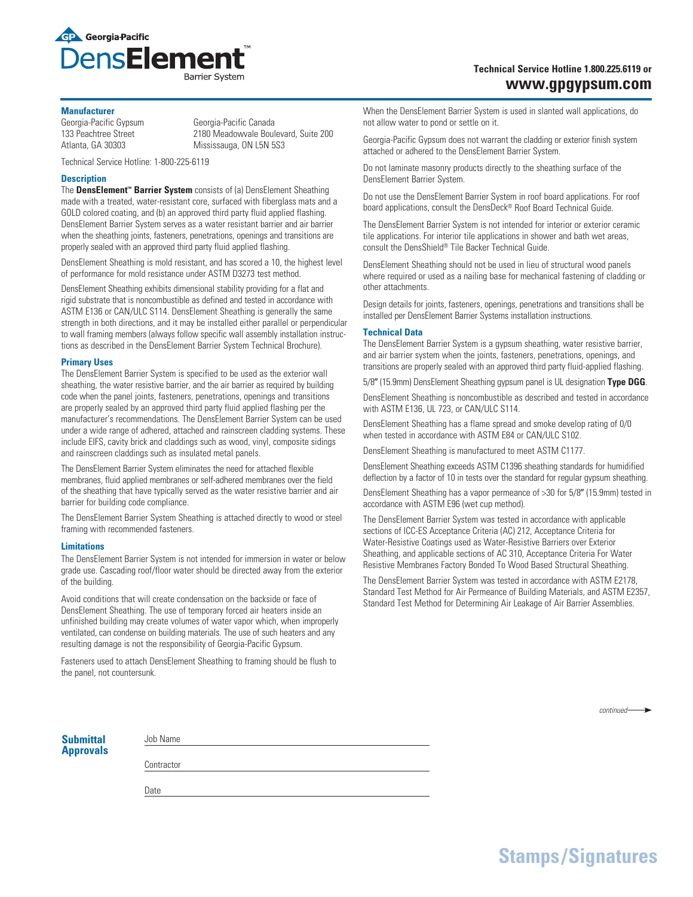# Georgia-Pacific DensElement™ Barrier System

**Technical Service Hotline 1.800.225.6119 or www.gpgypsum.com**

### Manufacturer

Georgia-Pacific Gypsum
133 Peachtree Street
Atlanta, GA 30303

Georgia-Pacific Canada
2180 Meadowvale Boulevard, Suite 200
Mississauga, ON L5N 5S3

Technical Service Hotline: 1-800-225-6119

### Description

The **DensElement™ Barrier System** consists of (a) DensElement Sheathing made with a treated, water-resistant core, surfaced with fiberglass mats and a GOLD colored coating, and (b) an approved third party fluid applied flashing. DensElement Barrier System serves as a water resistant barrier and air barrier when the sheathing joints, fasteners, penetrations, openings and transitions are properly sealed with an approved third party fluid applied flashing.

DensElement Sheathing is mold resistant, and has scored a 10, the highest level of performance for mold resistance under ASTM D3273 test method.

DensElement Sheathing exhibits dimensional stability providing for a flat and rigid substrate that is noncombustible as defined and tested in accordance with ASTM E136 or CAN/ULC S114. DensElement Sheathing is generally the same strength in both directions, and it may be installed either parallel or perpendicular to wall framing members (always follow specific wall assembly installation instructions as described in the DensElement Barrier System Technical Brochure).

### Primary Uses

The DensElement Barrier System is specified to be used as the exterior wall sheathing, the water resistive barrier, and the air barrier as required by building code when the panel joints, fasteners, penetrations, openings and transitions are properly sealed by an approved third party fluid applied flashing per the manufacturer's recommendations. The DensElement Barrier System can be used under a wide range of adhered, attached and rainscreen cladding systems. These include EIFS, cavity brick and claddings such as wood, vinyl, composite sidings and rainscreen claddings such as insulated metal panels.

The DensElement Barrier System eliminates the need for attached flexible membranes, fluid applied membranes or self-adhered membranes over the field of the sheathing that have typically served as the water resistive barrier and air barrier for building code compliance.

The DensElement Barrier System Sheathing is attached directly to wood or steel framing with recommended fasteners.

### Limitations

The DensElement Barrier System is not intended for immersion in water or below grade use. Cascading roof/floor water should be directed away from the exterior of the building.

Avoid conditions that will create condensation on the backside or face of DensElement Sheathing. The use of temporary forced air heaters inside an unfinished building may create volumes of water vapor which, when improperly ventilated, can condense on building materials. The use of such heaters and any resulting damage is not the responsibility of Georgia-Pacific Gypsum.

Fasteners used to attach DensElement Sheathing to framing should be flush to the panel, not countersunk.

When the DensElement Barrier System is used in slanted wall applications, do not allow water to pond or settle on it.

Georgia-Pacific Gypsum does not warrant the cladding or exterior finish system attached or adhered to the DensElement Barrier System.

Do not laminate masonry products directly to the sheathing surface of the DensElement Barrier System.

Do not use the DensElement Barrier System in roof board applications. For roof board applications, consult the DensDeck® Roof Board Technical Guide.

The DensElement Barrier System is not intended for interior or exterior ceramic tile applications. For interior tile applications in shower and bath wet areas, consult the DensShield® Tile Backer Technical Guide.

DensElement Sheathing should not be used in lieu of structural wood panels where required or used as a nailing base for mechanical fastening of cladding or other attachments.

Design details for joints, fasteners, openings, penetrations and transitions shall be installed per DensElement Barrier Systems installation instructions.

### Technical Data

The DensElement Barrier System is a gypsum sheathing, water resistive barrier, and air barrier system when the joints, fasteners, penetrations, openings, and transitions are properly sealed with an approved third party fluid-applied flashing.

5/8″ (15.9mm) DensElement Sheathing gypsum panel is UL designation **Type DGG**.

DensElement Sheathing is noncombustible as described and tested in accordance with ASTM E136, UL 723, or CAN/ULC S114.

DensElement Sheathing has a flame spread and smoke develop rating of 0/0 when tested in accordance with ASTM E84 or CAN/ULC S102.

DensElement Sheathing is manufactured to meet ASTM C1177.

DensElement Sheathing exceeds ASTM C1396 sheathing standards for humidified deflection by a factor of 10 in tests over the standard for regular gypsum sheathing.

DensElement Sheathing has a vapor permeance of >30 for 5/8″ (15.9mm) tested in accordance with ASTM E96 (wet cup method).

The DensElement Barrier System was tested in accordance with applicable sections of ICC-ES Acceptance Criteria (AC) 212, Acceptance Criteria for Water-Resistive Coatings used as Water-Resistive Barriers over Exterior Sheathing, and applicable sections of AC 310, Acceptance Criteria For Water Resistive Membranes Factory Bonded To Wood Based Structural Sheathing.

The DensElement Barrier System was tested in accordance with ASTM E2178, Standard Test Method for Air Permeance of Building Materials, and ASTM E2357, Standard Test Method for Determining Air Leakage of Air Barrier Assemblies.

*continued*

### Submittal Approvals

Job Name ____________________

Contractor ____________________

Date ____________________

**Stamps/Signatures**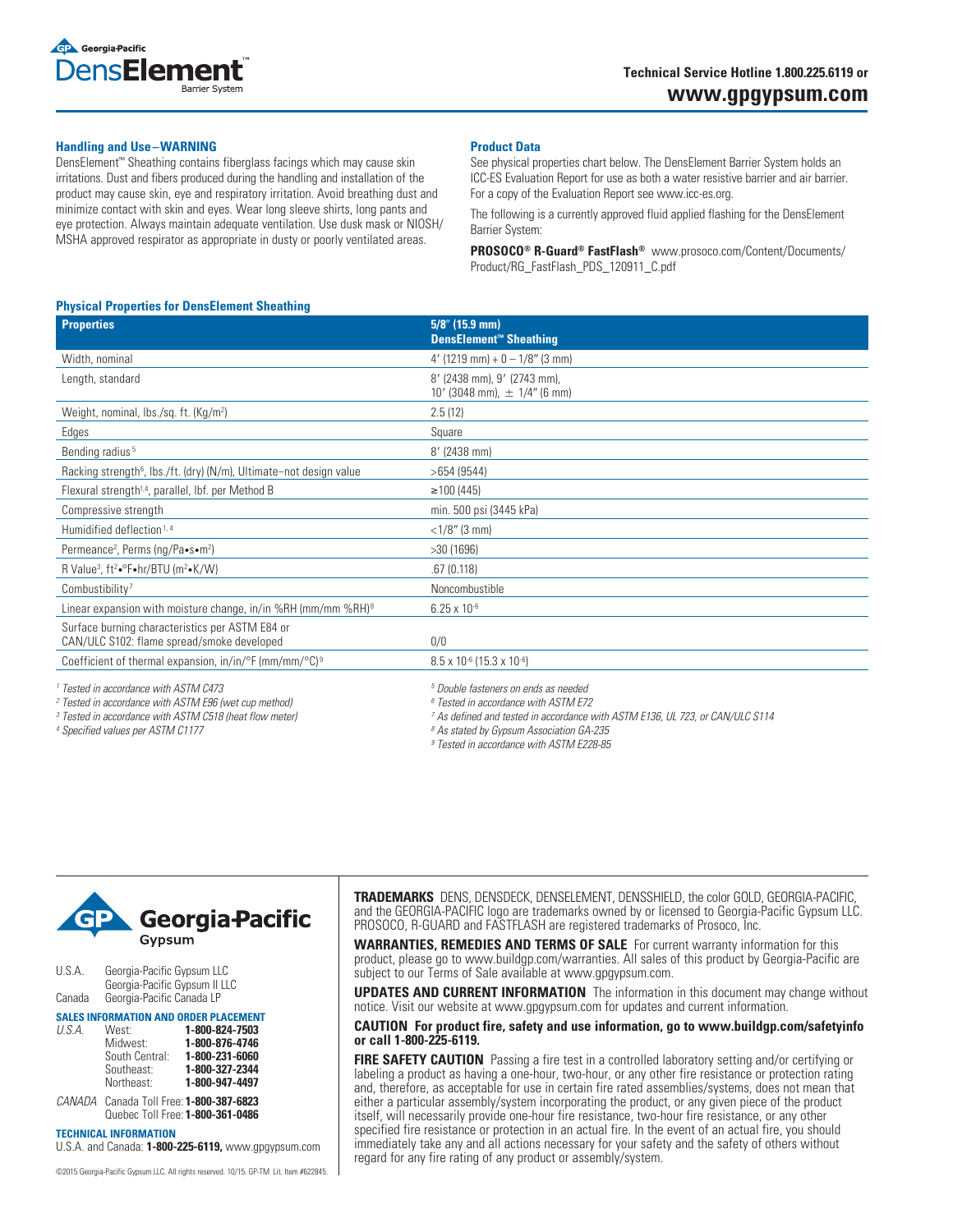### Handling and Use–WARNING

DensElement™ Sheathing contains fiberglass facings which may cause skin irritations. Dust and fibers produced during the handling and installation of the product may cause skin, eye and respiratory irritation. Avoid breathing dust and minimize contact with skin and eyes. Wear long sleeve shirts, long pants and eye protection. Always maintain adequate ventilation. Use dusk mask or NIOSH/MSHA approved respirator as appropriate in dusty or poorly ventilated areas.

### Product Data

See physical properties chart below. The DensElement Barrier System holds an ICC-ES Evaluation Report for use as both a water resistive barrier and air barrier. For a copy of the Evaluation Report see www.icc-es.org.

The following is a currently approved fluid applied flashing for the DensElement Barrier System:

**PROSOCO® R-Guard® FastFlash®** www.prosoco.com/Content/Documents/Product/RG_FastFlash_PDS_120911_C.pdf

### Physical Properties for DensElement Sheathing

| Properties | 5/8″ (15.9 mm) DensElement™ Sheathing |
|---|---|
| Width, nominal | 4′ (1219 mm) + 0 – 1/8″ (3 mm) |
| Length, standard | 8′ (2438 mm), 9′ (2743 mm), 10′ (3048 mm), ± 1/4″ (6 mm) |
| Weight, nominal, lbs./sq. ft. (Kg/m²) | 2.5 (12) |
| Edges | Square |
| Bending radius[5] | 8′ (2438 mm) |
| Racking strength[6], lbs./ft. (dry) (N/m), Ultimate–not design value | >654 (9544) |
| Flexural strength[1,4], parallel, lbf. per Method B | ≥100 (445) |
| Compressive strength | min. 500 psi (3445 kPa) |
| Humidified deflection[1,4] | <1/8″ (3 mm) |
| Permeance[2], Perms (ng/Pa•s•m²) | >30 (1696) |
| R Value[3], ft²•°F•hr/BTU (m²•K/W) | .67 (0.118) |
| Combustibility[7] | Noncombustible |
| Linear expansion with moisture change, in/in %RH (mm/mm %RH)[8] | $6.25 \times 10^{-6}$ |
| Surface burning characteristics per ASTM E84 or CAN/ULC S102: flame spread/smoke developed | 0/0 |
| Coefficient of thermal expansion, in/in/°F (mm/mm/°C)[9] | $8.5 \times 10^{-6}$ ($15.3 \times 10^{-6}$) |

*[1] Tested in accordance with ASTM C473*
*[2] Tested in accordance with ASTM E96 (wet cup method)*
*[3] Tested in accordance with ASTM C518 (heat flow meter)*
*[4] Specified values per ASTM C1177*
*[5] Double fasteners on ends as needed*
*[6] Tested in accordance with ASTM E72*
*[7] As defined and tested in accordance with ASTM E136, UL 723, or CAN/ULC S114*
*[8] As stated by Gypsum Association GA-235*
*[9] Tested in accordance with ASTM E228-85*

**Georgia-Pacific Gypsum**

U.S.A. Georgia-Pacific Gypsum LLC
Georgia-Pacific Gypsum II LLC
Canada Georgia-Pacific Canada LP

**SALES INFORMATION AND ORDER PLACEMENT**

| | | |
|---|---|---|
| *U.S.A.* | West: | **1-800-824-7503** |
| | Midwest: | **1-800-876-4746** |
| | South Central: | **1-800-231-6060** |
| | Southeast: | **1-800-327-2344** |
| | Northeast: | **1-800-947-4497** |
| *CANADA* | Canada Toll Free: | **1-800-387-6823** |
| | Quebec Toll Free: | **1-800-361-0486** |

**TECHNICAL INFORMATION**
U.S.A. and Canada: **1-800-225-6119,** www.gpgypsum.com

©2015 Georgia-Pacific Gypsum LLC. All rights reserved. 10/15. GP-TM Lit. Item #622845.

**TRADEMARKS** DENS, DENSDECK, DENSELEMENT, DENSSHIELD, the color GOLD, GEORGIA-PACIFIC, and the GEORGIA-PACIFIC logo are trademarks owned by or licensed to Georgia-Pacific Gypsum LLC. PROSOCO, R-GUARD and FASTFLASH are registered trademarks of Prosoco, Inc.

**WARRANTIES, REMEDIES AND TERMS OF SALE** For current warranty information for this product, please go to www.buildgp.com/warranties. All sales of this product by Georgia-Pacific are subject to our Terms of Sale available at www.gpgypsum.com.

**UPDATES AND CURRENT INFORMATION** The information in this document may change without notice. Visit our website at www.gpgypsum.com for updates and current information.

**CAUTION For product fire, safety and use information, go to www.buildgp.com/safetyinfo or call 1-800-225-6119.**

**FIRE SAFETY CAUTION** Passing a fire test in a controlled laboratory setting and/or certifying or labeling a product as having a one-hour, two-hour, or any other fire resistance or protection rating and, therefore, as acceptable for use in certain fire rated assemblies/systems, does not mean that either a particular assembly/system incorporating the product, or any given piece of the product itself, will necessarily provide one-hour fire resistance, two-hour fire resistance, or any other specified fire resistance or protection in an actual fire. In the event of an actual fire, you should immediately take any and all actions necessary for your safety and the safety of others without regard for any fire rating of any product or assembly/system.